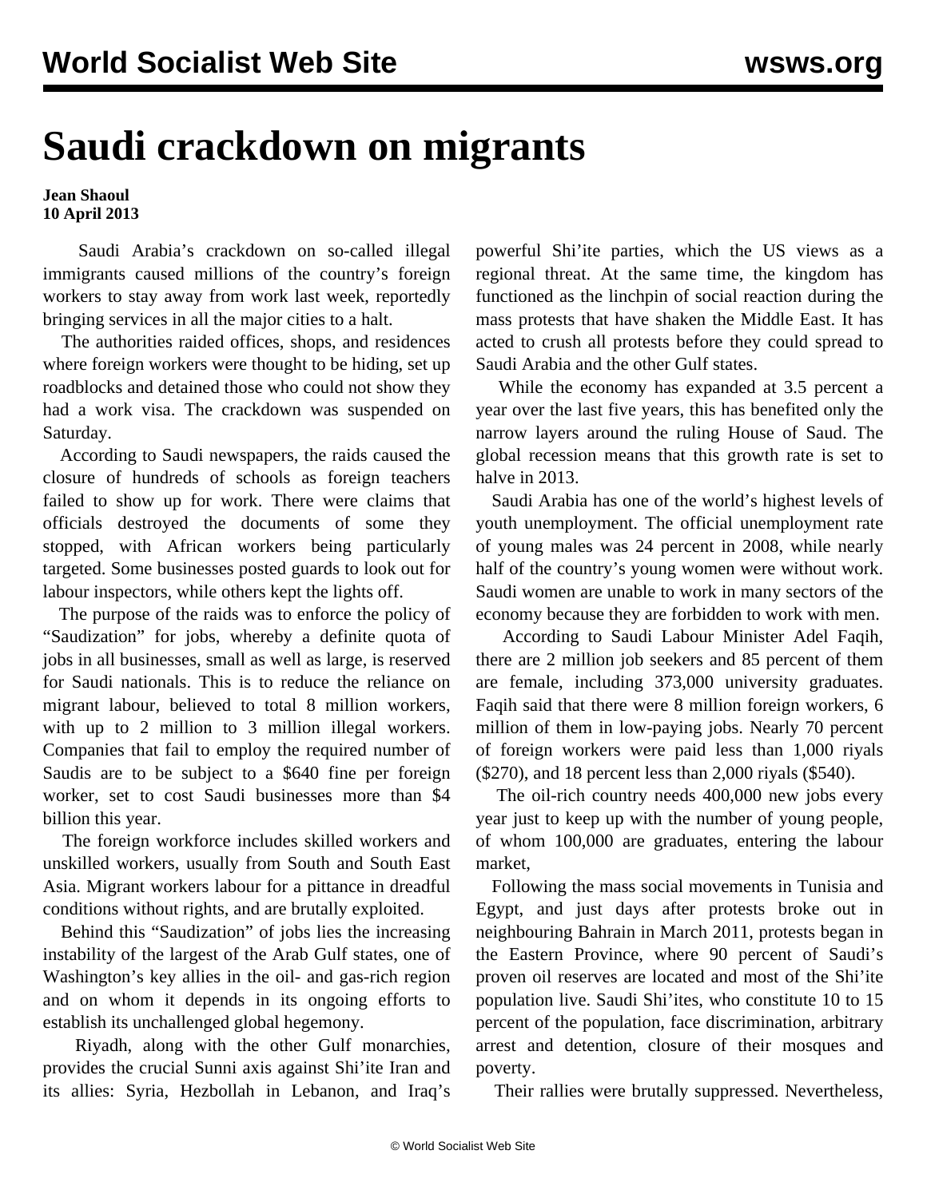// World Socialist Web Site — masthead omitted as running header

# Saudi crackdown on migrants

**Jean Shaoul**
**10 April 2013**

Saudi Arabia's crackdown on so-called illegal immigrants caused millions of the country's foreign workers to stay away from work last week, reportedly bringing services in all the major cities to a halt.

The authorities raided offices, shops, and residences where foreign workers were thought to be hiding, set up roadblocks and detained those who could not show they had a work visa. The crackdown was suspended on Saturday.

According to Saudi newspapers, the raids caused the closure of hundreds of schools as foreign teachers failed to show up for work. There were claims that officials destroyed the documents of some they stopped, with African workers being particularly targeted. Some businesses posted guards to look out for labour inspectors, while others kept the lights off.

The purpose of the raids was to enforce the policy of "Saudization" for jobs, whereby a definite quota of jobs in all businesses, small as well as large, is reserved for Saudi nationals. This is to reduce the reliance on migrant labour, believed to total 8 million workers, with up to 2 million to 3 million illegal workers. Companies that fail to employ the required number of Saudis are to be subject to a $640 fine per foreign worker, set to cost Saudi businesses more than $4 billion this year.

The foreign workforce includes skilled workers and unskilled workers, usually from South and South East Asia. Migrant workers labour for a pittance in dreadful conditions without rights, and are brutally exploited.

Behind this "Saudization" of jobs lies the increasing instability of the largest of the Arab Gulf states, one of Washington's key allies in the oil- and gas-rich region and on whom it depends in its ongoing efforts to establish its unchallenged global hegemony.

Riyadh, along with the other Gulf monarchies, provides the crucial Sunni axis against Shi'ite Iran and its allies: Syria, Hezbollah in Lebanon, and Iraq's powerful Shi'ite parties, which the US views as a regional threat. At the same time, the kingdom has functioned as the linchpin of social reaction during the mass protests that have shaken the Middle East. It has acted to crush all protests before they could spread to Saudi Arabia and the other Gulf states.

While the economy has expanded at 3.5 percent a year over the last five years, this has benefited only the narrow layers around the ruling House of Saud. The global recession means that this growth rate is set to halve in 2013.

Saudi Arabia has one of the world's highest levels of youth unemployment. The official unemployment rate of young males was 24 percent in 2008, while nearly half of the country's young women were without work. Saudi women are unable to work in many sectors of the economy because they are forbidden to work with men.

According to Saudi Labour Minister Adel Faqih, there are 2 million job seekers and 85 percent of them are female, including 373,000 university graduates. Faqih said that there were 8 million foreign workers, 6 million of them in low-paying jobs. Nearly 70 percent of foreign workers were paid less than 1,000 riyals ($270), and 18 percent less than 2,000 riyals ($540).

The oil-rich country needs 400,000 new jobs every year just to keep up with the number of young people, of whom 100,000 are graduates, entering the labour market,

Following the mass social movements in Tunisia and Egypt, and just days after protests broke out in neighbouring Bahrain in March 2011, protests began in the Eastern Province, where 90 percent of Saudi's proven oil reserves are located and most of the Shi'ite population live. Saudi Shi'ites, who constitute 10 to 15 percent of the population, face discrimination, arbitrary arrest and detention, closure of their mosques and poverty.

Their rallies were brutally suppressed. Nevertheless,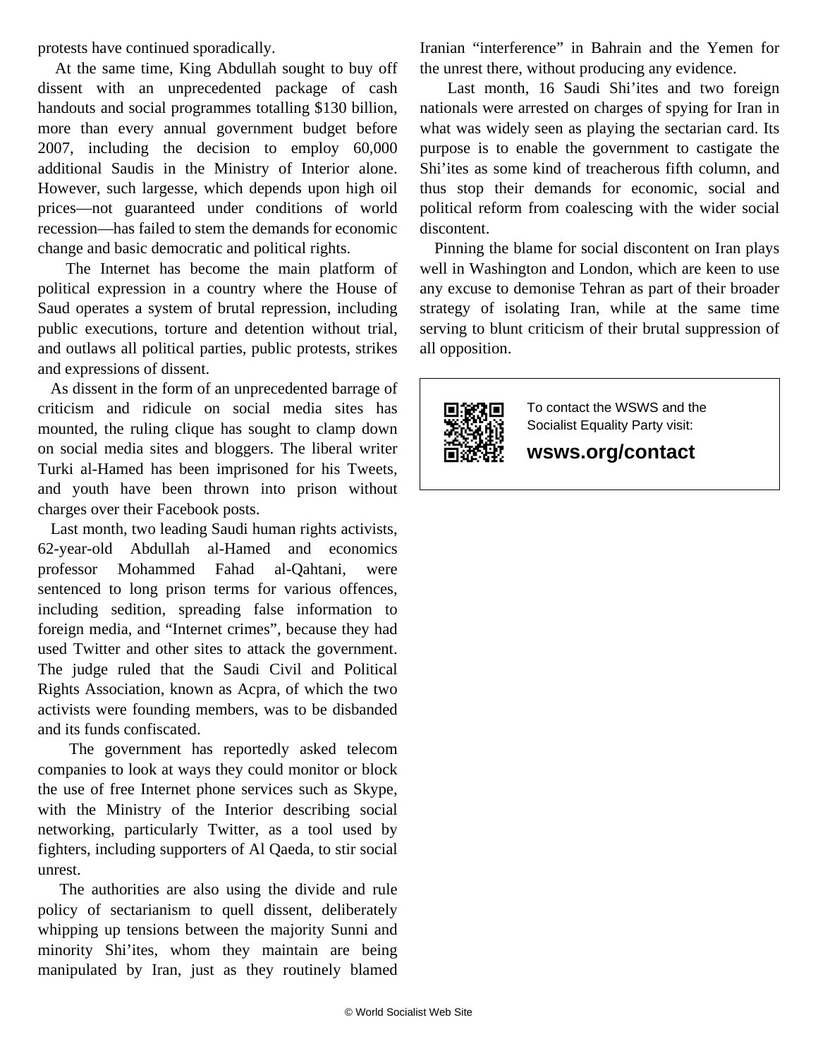protests have continued sporadically.

At the same time, King Abdullah sought to buy off dissent with an unprecedented package of cash handouts and social programmes totalling $130 billion, more than every annual government budget before 2007, including the decision to employ 60,000 additional Saudis in the Ministry of Interior alone. However, such largesse, which depends upon high oil prices—not guaranteed under conditions of world recession—has failed to stem the demands for economic change and basic democratic and political rights.

The Internet has become the main platform of political expression in a country where the House of Saud operates a system of brutal repression, including public executions, torture and detention without trial, and outlaws all political parties, public protests, strikes and expressions of dissent.

As dissent in the form of an unprecedented barrage of criticism and ridicule on social media sites has mounted, the ruling clique has sought to clamp down on social media sites and bloggers. The liberal writer Turki al-Hamed has been imprisoned for his Tweets, and youth have been thrown into prison without charges over their Facebook posts.

Last month, two leading Saudi human rights activists, 62-year-old Abdullah al-Hamed and economics professor Mohammed Fahad al-Qahtani, were sentenced to long prison terms for various offences, including sedition, spreading false information to foreign media, and "Internet crimes", because they had used Twitter and other sites to attack the government. The judge ruled that the Saudi Civil and Political Rights Association, known as Acpra, of which the two activists were founding members, was to be disbanded and its funds confiscated.

The government has reportedly asked telecom companies to look at ways they could monitor or block the use of free Internet phone services such as Skype, with the Ministry of the Interior describing social networking, particularly Twitter, as a tool used by fighters, including supporters of Al Qaeda, to stir social unrest.

The authorities are also using the divide and rule policy of sectarianism to quell dissent, deliberately whipping up tensions between the majority Sunni and minority Shi'ites, whom they maintain are being manipulated by Iran, just as they routinely blamed Iranian "interference" in Bahrain and the Yemen for the unrest there, without producing any evidence.

Last month, 16 Saudi Shi'ites and two foreign nationals were arrested on charges of spying for Iran in what was widely seen as playing the sectarian card. Its purpose is to enable the government to castigate the Shi'ites as some kind of treacherous fifth column, and thus stop their demands for economic, social and political reform from coalescing with the wider social discontent.

Pinning the blame for social discontent on Iran plays well in Washington and London, which are keen to use any excuse to demonise Tehran as part of their broader strategy of isolating Iran, while at the same time serving to blunt criticism of their brutal suppression of all opposition.

To contact the WSWS and the Socialist Equality Party visit:

**wsws.org/contact**